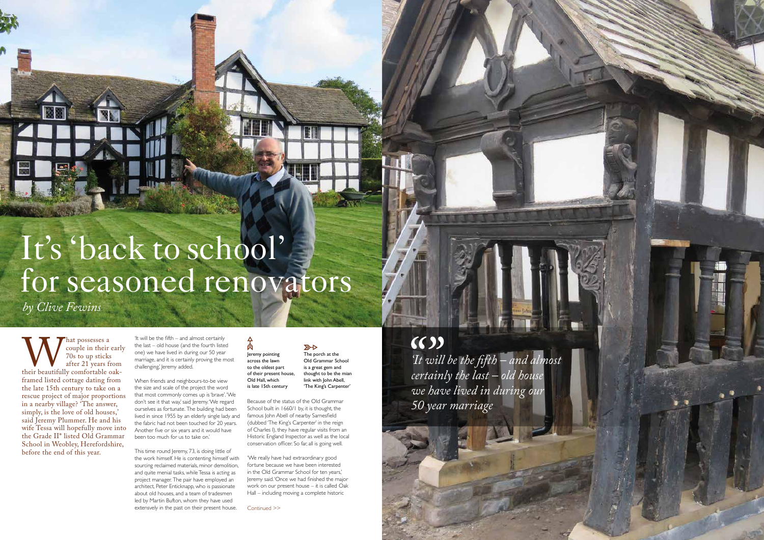# It's 'back to school' for seasoned renovators

*by Clive Fewins*

What possesses a couple in their early 70s to up sticks after 21 years from their beautifully comfortable oak-framed listed cottage dating from the late 15th century to take on a rescue project of major proportions in a nearby village? 'The answer, simply, is the love of old houses,' said Jeremy Plummer. He and his wife Tessa will hopefully move into the Grade II* listed Old Grammar School in Weobley, Herefordshire, before the end of this year.

'It will be the fifth – and almost certainly the last – old house (and the fourth listed one) we have lived in during our 50 year marriage, and it is certainly proving the most challenging,' Jeremy added.

When friends and neighbours-to-be view the size and scale of the project the word that most commonly comes up is 'brave'. 'We don't see it that way,' said Jeremy. 'We regard ourselves as fortunate. The building had been lived in since 1955 by an elderly single lady and the fabric had not been touched for 20 years. Another five or six years and it would have been too much for us to take on.'

This time round Jeremy, 73, is doing little of the work himself. He is contenting himself with sourcing reclaimed materials, minor demolition, and quite menial tasks, while Tessa is acting as project manager. The pair have employed an architect, Peter Enticknapp, who is passionate about old houses, and a team of tradesmen led by Martin Bufton, whom they have used extensively in the past on their present house.

Jeremy pointing across the lawn to the oldest part of their present house, Old Hall, which is late 15th century

The porch at the Old Grammar School is a great gem and thought to be the mian link with John Abell, 'The King's Carpenter'

Because of the status of the Old Grammar School built in 1660/1 by, it is thought, the famous John Abell of nearby Sarnesfield (dubbed 'The King's Carpenter' in the reign of Charles I), they have regular visits from an Historic England Inspector as well as the local conservation officer. So far, all is going well.

'We really have had extraordinary good fortune because we have been interested in the Old Grammar School for ten years,' Jeremy said. 'Once we had finished the major work on our present house – it is called Oak Hall – including moving a complete historic

Continued >>

> *'It will be the fifth – and almost certainly the last – old house we have lived in during our 50 year marriage*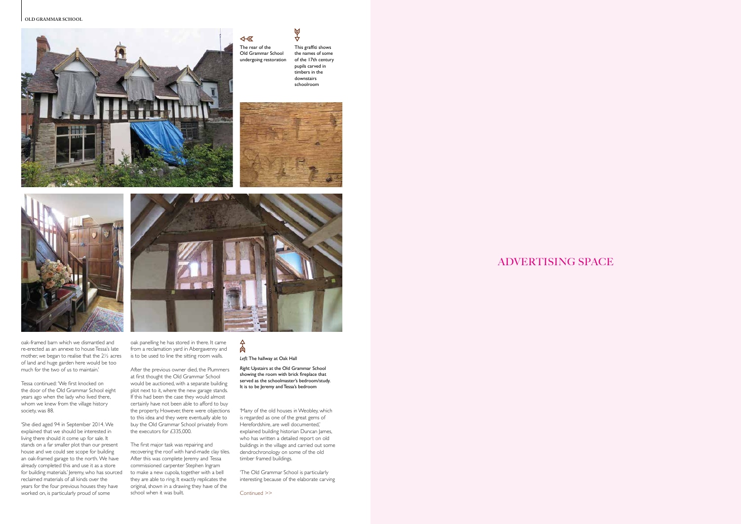The rear of the Old Grammar School undergoing restoration

This graffiti shows the names of some of the 17th century pupils carved in timbers in the downstairs schoolroom

oak-framed barn which we dismantled and re-erected as an annexe to house Tessa's late mother, we began to realise that the 2½ acres of land and huge garden here would be too much for the two of us to maintain.'

Tessa continued: 'We first knocked on the door of the Old Grammar School eight years ago when the lady who lived there, whom we knew from the village history society, was 88.

'She died aged 94 in September 2014. We explained that we should be interested in living there should it come up for sale. It stands on a far smaller plot than our present house and we could see scope for building an oak-framed garage to the north. We have already completed this and use it as a store for building materials.' Jeremy, who has sourced reclaimed materials of all kinds over the years for the four previous houses they have worked on, is particularly proud of some oak panelling he has stored in there. It came from a reclamation yard in Abergavenny and is to be used to line the sitting room walls.

After the previous owner died, the Plummers at first thought the Old Grammar School would be auctioned, with a separate building plot next to it, where the new garage stands. If this had been the case they would almost certainly have not been able to afford to buy the property. However, there were objections to this idea and they were eventually able to buy the Old Grammar School privately from the executors for £335,000.

The first major task was repairing and recovering the roof with hand-made clay tiles. After this was complete Jeremy and Tessa commissioned carpenter Stephen Ingram to make a new cupola, together with a bell they are able to ring. It exactly replicates the original, shown in a drawing they have of the school when it was built.

*Left:* The hallway at Oak Hall

*Right:* Upstairs at the Old Grammar School showing the room with brick fireplace that served as the schoolmaster's bedroom/study. It is to be Jeremy and Tessa's bedroom

'Many of the old houses in Weobley, which is regarded as one of the great gems of Herefordshire, are well documented,' explained building historian Duncan James, who has written a detailed report on old buildings in the village and carried out some dendrochronology on some of the old timber framed buildings.

'The Old Grammar School is particularly interesting because of the elaborate carving

Continued >>

ADVERTISING SPACE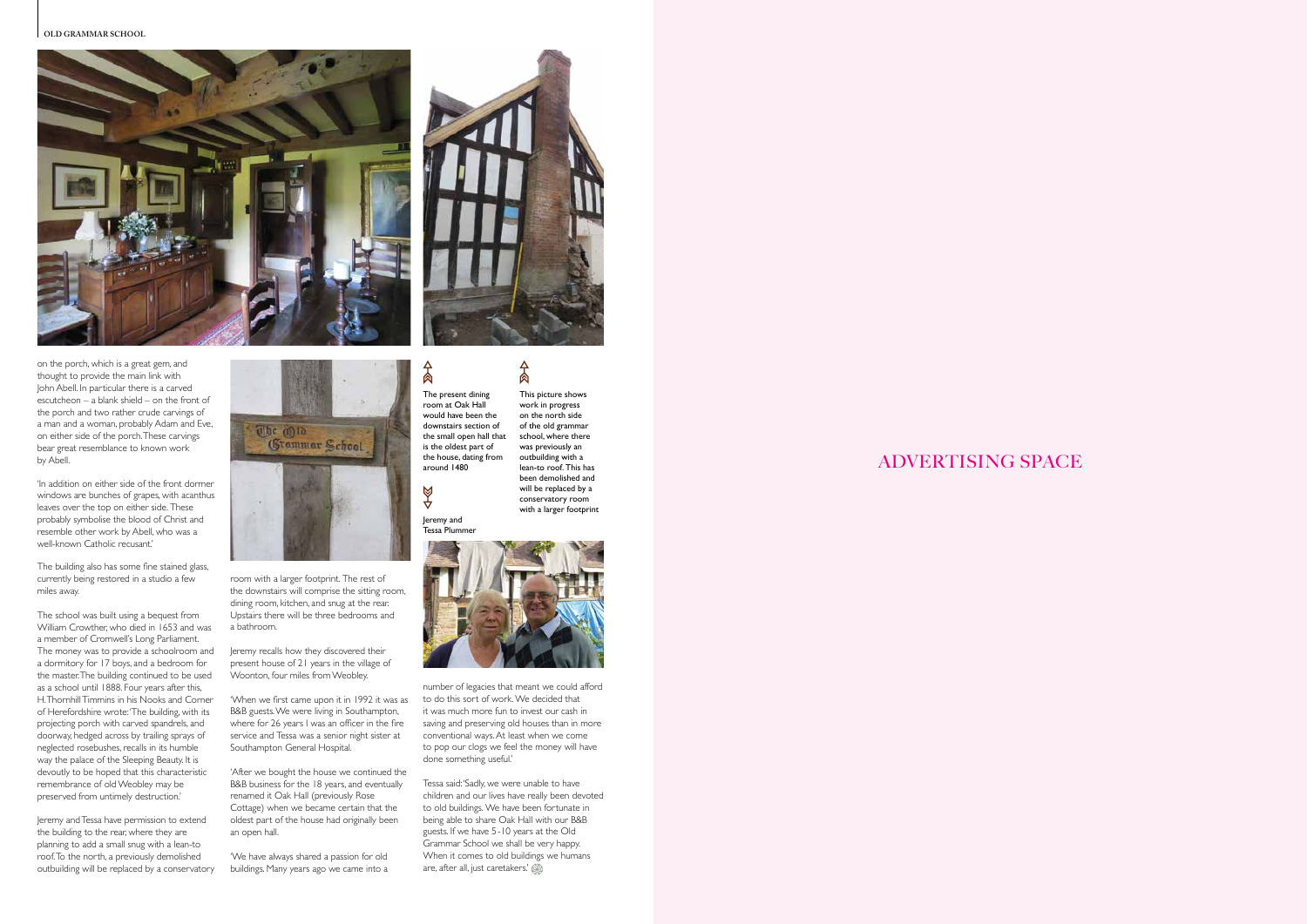on the porch, which is a great gem, and thought to provide the main link with John Abell. In particular there is a carved escutcheon – a blank shield – on the front of the porch and two rather crude carvings of a man and a woman, probably Adam and Eve, on either side of the porch. These carvings bear great resemblance to known work by Abell.

'In addition on either side of the front dormer windows are bunches of grapes, with acanthus leaves over the top on either side. These probably symbolise the blood of Christ and resemble other work by Abell, who was a well-known Catholic recusant.'

The building also has some fine stained glass, currently being restored in a studio a few miles away.

The school was built using a bequest from William Crowther, who died in 1653 and was a member of Cromwell's Long Parliament. The money was to provide a schoolroom and a dormitory for 17 boys, and a bedroom for the master. The building continued to be used as a school until 1888. Four years after this, H. Thornhill Timmins in his Nooks and Corner of Herefordshire wrote: 'The building, with its projecting porch with carved spandrels, and doorway, hedged across by trailing sprays of neglected rosebushes, recalls in its humble way the palace of the Sleeping Beauty. It is devoutly to be hoped that this characteristic remembrance of old Weobley may be preserved from untimely destruction.'

Jeremy and Tessa have permission to extend the building to the rear, where they are planning to add a small snug with a lean-to roof. To the north, a previously demolished outbuilding will be replaced by a conservatory room with a larger footprint. The rest of the downstairs will comprise the sitting room, dining room, kitchen, and snug at the rear. Upstairs there will be three bedrooms and a bathroom.

Jeremy recalls how they discovered their present house of 21 years in the village of Woonton, four miles from Weobley.

'When we first came upon it in 1992 it was as B&B guests. We were living in Southampton, where for 26 years I was an officer in the fire service and Tessa was a senior night sister at Southampton General Hospital.

'After we bought the house we continued the B&B business for the 18 years, and eventually renamed it Oak Hall (previously Rose Cottage) when we became certain that the oldest part of the house had originally been an open hall.

'We have always shared a passion for old buildings. Many years ago we came into a number of legacies that meant we could afford to do this sort of work. We decided that it was much more fun to invest our cash in saving and preserving old houses than in more conventional ways. At least when we come to pop our clogs we feel the money will have done something useful.'

Tessa said: 'Sadly, we were unable to have children and our lives have really been devoted to old buildings. We have been fortunate in being able to share Oak Hall with our B&B guests. If we have 5-10 years at the Old Grammar School we shall be very happy. When it comes to old buildings we humans are, after all, just caretakers.'

The present dining room at Oak Hall would have been the downstairs section of the small open hall that is the oldest part of the house, dating from around 1480

This picture shows work in progress on the north side of the old grammar school, where there was previously an outbuilding with a lean-to roof. This has been demolished and will be replaced by a conservatory room with a larger footprint

Jeremy and Tessa Plummer

ADVERTISING SPACE